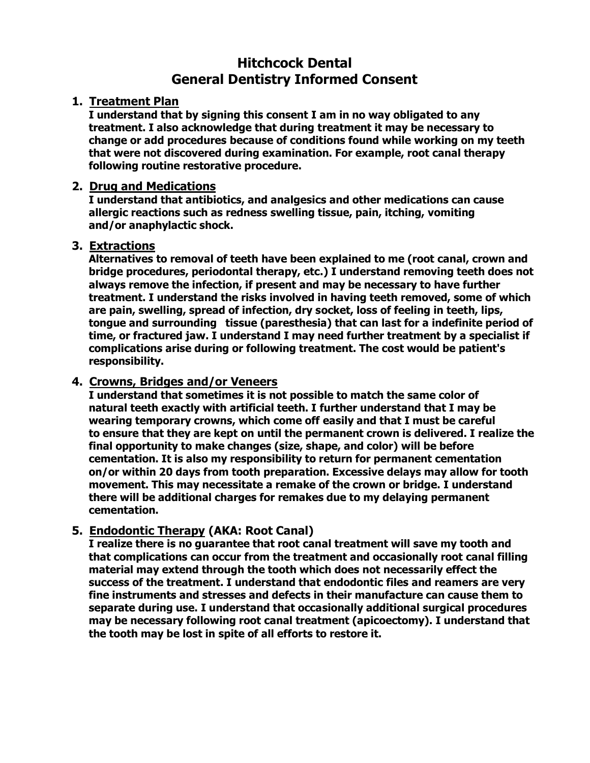# Hitchcock Dental
# General Dentistry Informed Consent

1. **Treatment Plan**

   **I understand that by signing this consent I am in no way obligated to any treatment. I also acknowledge that during treatment it may be necessary to change or add procedures because of conditions found while working on my teeth that were not discovered during examination. For example, root canal therapy following routine restorative procedure.**

2. **Drug and Medications**

   **I understand that antibiotics, and analgesics and other medications can cause allergic reactions such as redness swelling tissue, pain, itching, vomiting and/or anaphylactic shock.**

3. **Extractions**

   **Alternatives to removal of teeth have been explained to me (root canal, crown and bridge procedures, periodontal therapy, etc.) I understand removing teeth does not always remove the infection, if present and may be necessary to have further treatment. I understand the risks involved in having teeth removed, some of which are pain, swelling, spread of infection, dry socket, loss of feeling in teeth, lips, tongue and surrounding tissue (paresthesia) that can last for a indefinite period of time, or fractured jaw. I understand I may need further treatment by a specialist if complications arise during or following treatment. The cost would be patient's responsibility.**

4. **Crowns, Bridges and/or Veneers**

   **I understand that sometimes it is not possible to match the same color of natural teeth exactly with artificial teeth. I further understand that I may be wearing temporary crowns, which come off easily and that I must be careful to ensure that they are kept on until the permanent crown is delivered. I realize the final opportunity to make changes (size, shape, and color) will be before cementation. It is also my responsibility to return for permanent cementation on/or within 20 days from tooth preparation. Excessive delays may allow for tooth movement. This may necessitate a remake of the crown or bridge. I understand there will be additional charges for remakes due to my delaying permanent cementation.**

5. **Endodontic Therapy (AKA: Root Canal)**

   **I realize there is no guarantee that root canal treatment will save my tooth and that complications can occur from the treatment and occasionally root canal filling material may extend through the tooth which does not necessarily effect the success of the treatment. I understand that endodontic files and reamers are very fine instruments and stresses and defects in their manufacture can cause them to separate during use. I understand that occasionally additional surgical procedures may be necessary following root canal treatment (apicoectomy). I understand that the tooth may be lost in spite of all efforts to restore it.**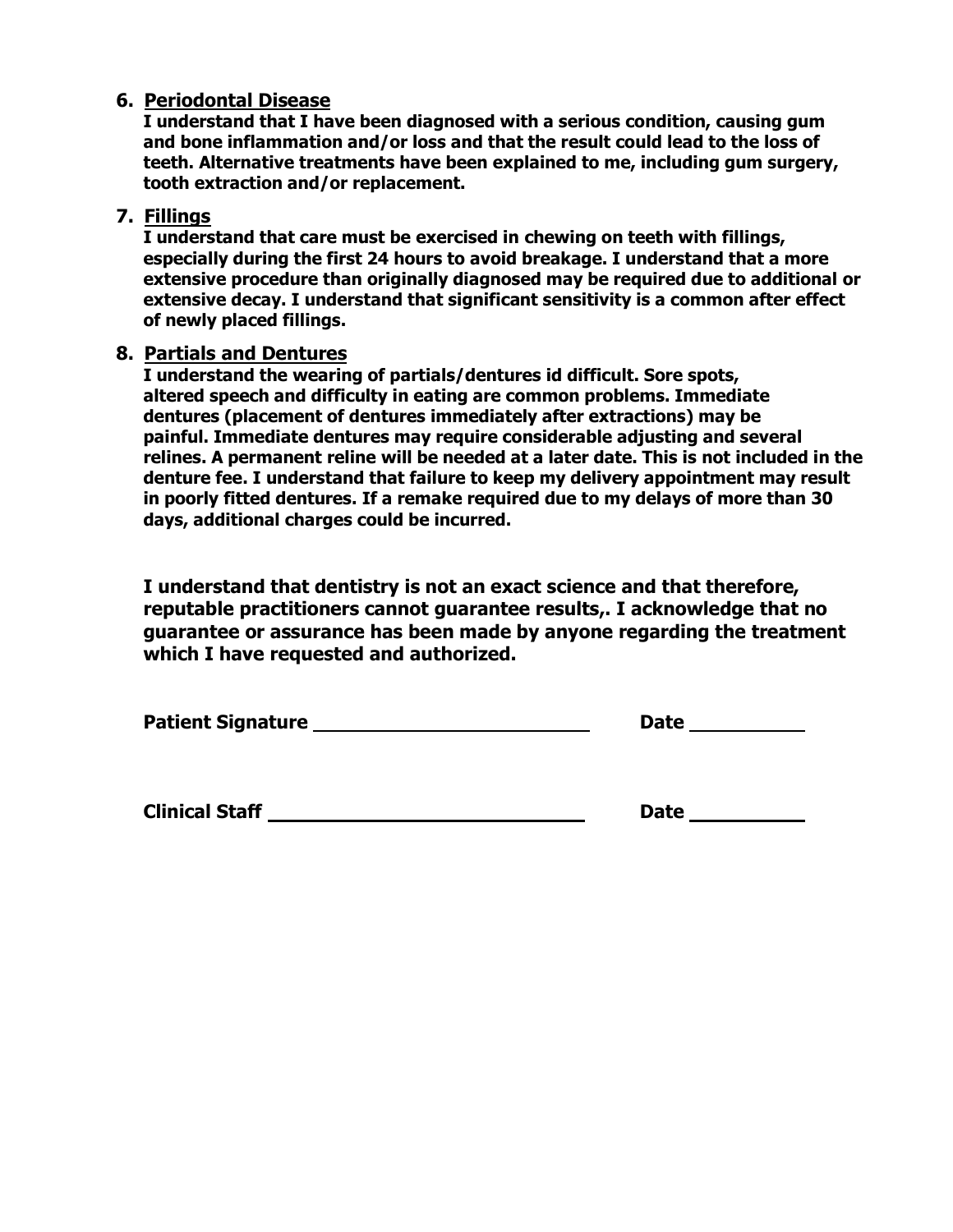6. **<u>Periodontal Disease</u>**
   **I understand that I have been diagnosed with a serious condition, causing gum and bone inflammation and/or loss and that the result could lead to the loss of teeth. Alternative treatments have been explained to me, including gum surgery, tooth extraction and/or replacement.**

7. **<u>Fillings</u>**
   **I understand that care must be exercised in chewing on teeth with fillings, especially during the first 24 hours to avoid breakage. I understand that a more extensive procedure than originally diagnosed may be required due to additional or extensive decay. I understand that significant sensitivity is a common after effect of newly placed fillings.**

8. **<u>Partials and Dentures</u>**
   **I understand the wearing of partials/dentures id difficult. Sore spots, altered speech and difficulty in eating are common problems. Immediate dentures (placement of dentures immediately after extractions) may be painful. Immediate dentures may require considerable adjusting and several relines. A permanent reline will be needed at a later date. This is not included in the denture fee. I understand that failure to keep my delivery appointment may result in poorly fitted dentures. If a remake required due to my delays of more than 30 days, additional charges could be incurred.**

**I understand that dentistry is not an exact science and that therefore, reputable practitioners cannot guarantee results,. I acknowledge that no guarantee or assurance has been made by anyone regarding the treatment which I have requested and authorized.**

**Patient Signature** \_\_\_\_\_\_\_\_\_\_\_\_\_\_\_\_\_\_\_\_\_\_\_\_\_\_ **Date** \_\_\_\_\_\_\_\_\_\_

**Clinical Staff** \_\_\_\_\_\_\_\_\_\_\_\_\_\_\_\_\_\_\_\_\_\_\_\_\_\_\_\_ **Date** \_\_\_\_\_\_\_\_\_\_